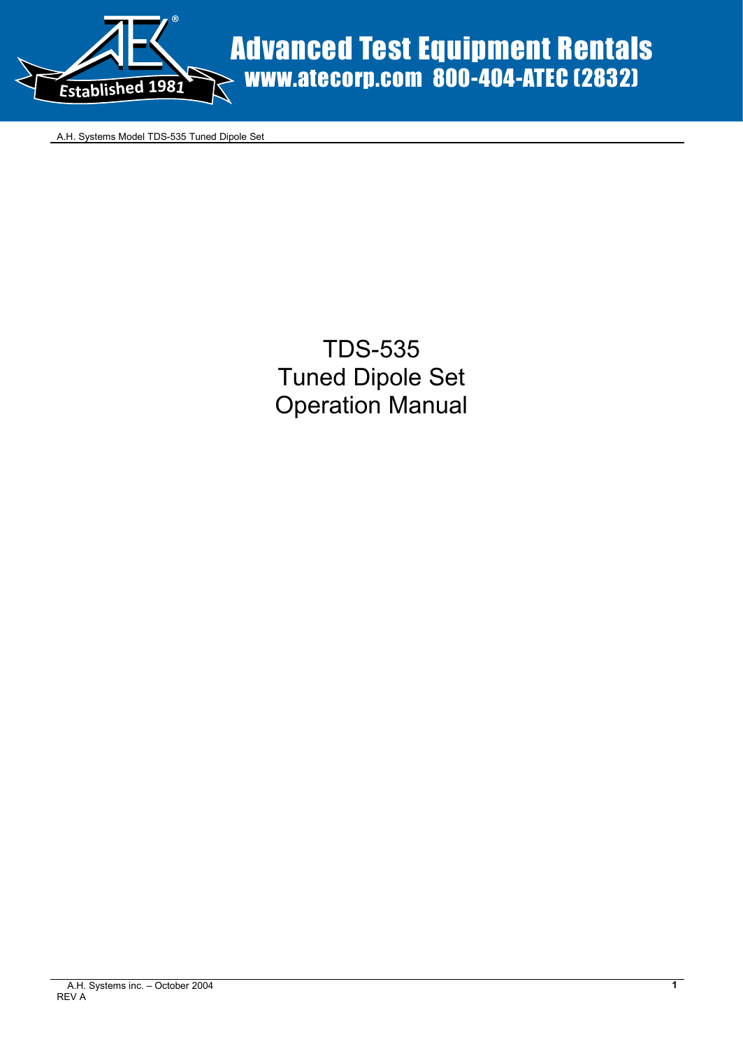# TDS-535
# Tuned Dipole Set
# Operation Manual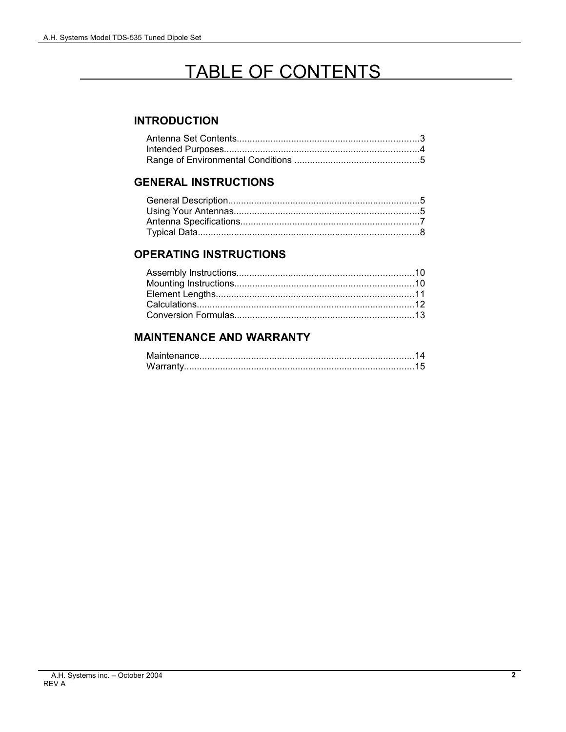# TABLE OF CONTENTS

## INTRODUCTION

Antenna Set Contents.....................................................................3
Intended Purposes..........................................................................4
Range of Environmental Conditions ................................................5

## GENERAL INSTRUCTIONS

General Description.........................................................................5
Using Your Antennas.......................................................................5
Antenna Specifications....................................................................7
Typical Data.....................................................................................8

## OPERATING INSTRUCTIONS

Assembly Instructions....................................................................10
Mounting Instructions.....................................................................10
Element Lengths............................................................................11
Calculations...................................................................................12
Conversion Formulas.....................................................................13

## MAINTENANCE AND WARRANTY

Maintenance..................................................................................14
Warranty........................................................................................15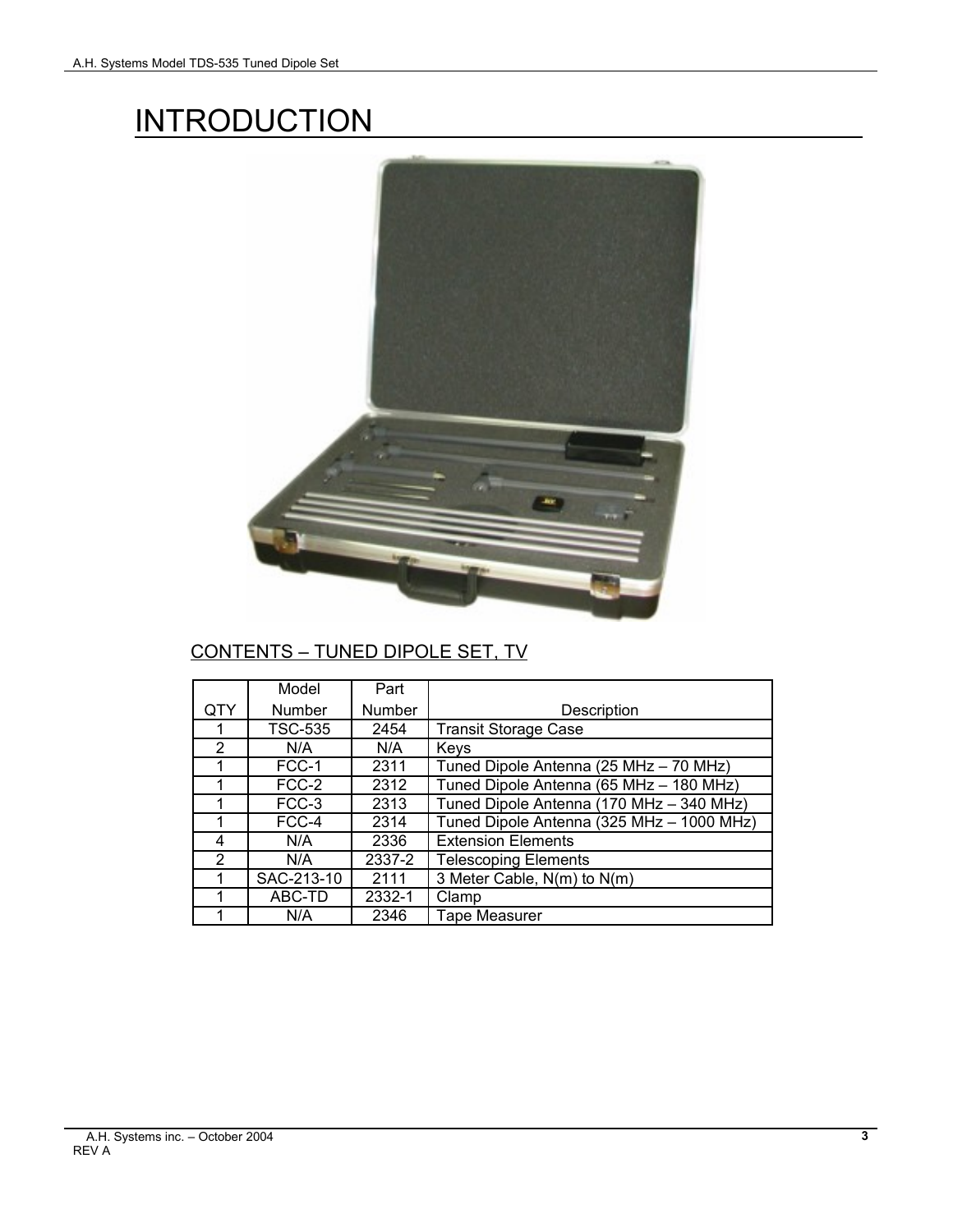# INTRODUCTION

## CONTENTS – TUNED DIPOLE SET, TV

| QTY | Model Number | Part Number | Description |
|---|---|---|---|
| 1 | TSC-535 | 2454 | Transit Storage Case |
| 2 | N/A | N/A | Keys |
| 1 | FCC-1 | 2311 | Tuned Dipole Antenna (25 MHz – 70 MHz) |
| 1 | FCC-2 | 2312 | Tuned Dipole Antenna (65 MHz – 180 MHz) |
| 1 | FCC-3 | 2313 | Tuned Dipole Antenna (170 MHz – 340 MHz) |
| 1 | FCC-4 | 2314 | Tuned Dipole Antenna (325 MHz – 1000 MHz) |
| 4 | N/A | 2336 | Extension Elements |
| 2 | N/A | 2337-2 | Telescoping Elements |
| 1 | SAC-213-10 | 2111 | 3 Meter Cable, N(m) to N(m) |
| 1 | ABC-TD | 2332-1 | Clamp |
| 1 | N/A | 2346 | Tape Measurer |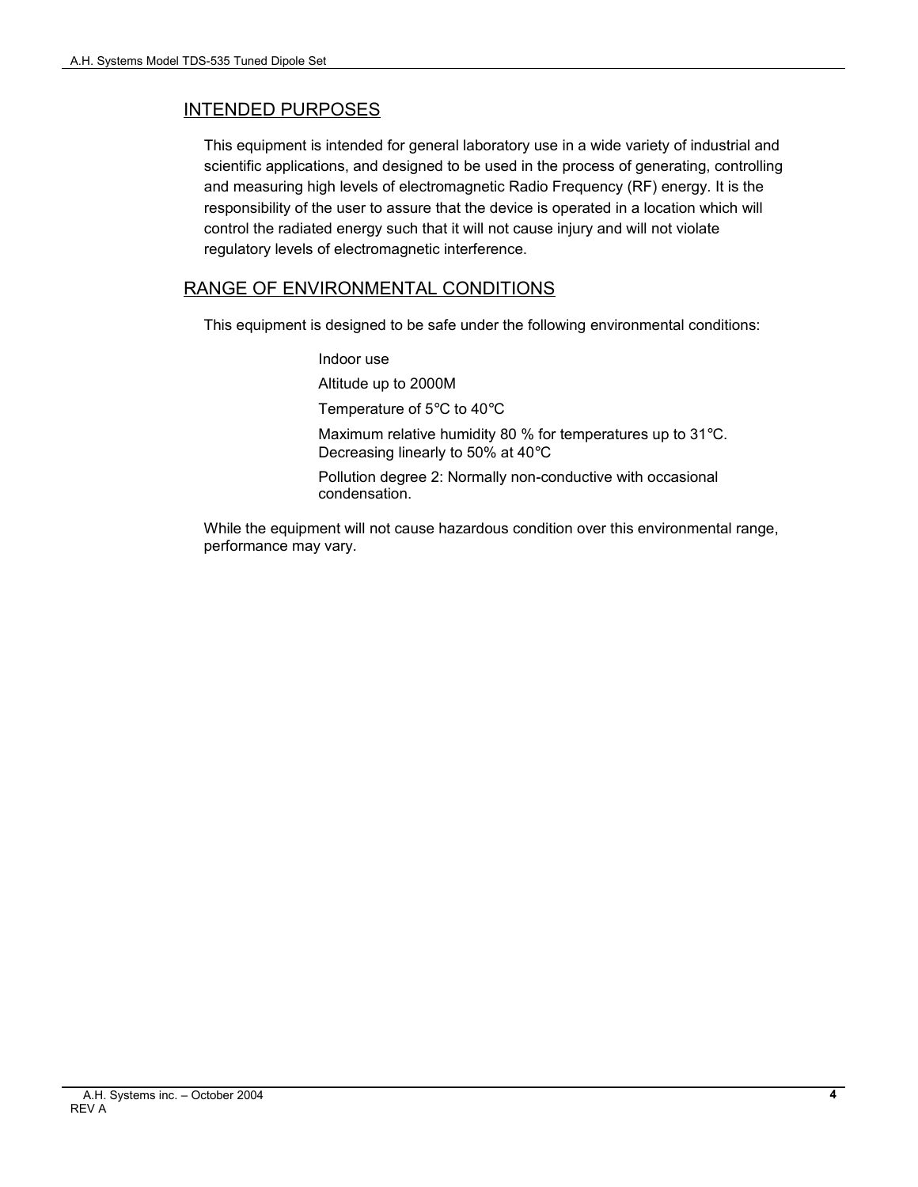## INTENDED PURPOSES

This equipment is intended for general laboratory use in a wide variety of industrial and scientific applications, and designed to be used in the process of generating, controlling and measuring high levels of electromagnetic Radio Frequency (RF) energy. It is the responsibility of the user to assure that the device is operated in a location which will control the radiated energy such that it will not cause injury and will not violate regulatory levels of electromagnetic interference.

## RANGE OF ENVIRONMENTAL CONDITIONS

This equipment is designed to be safe under the following environmental conditions:

Indoor use

Altitude up to 2000M

Temperature of 5°C to 40°C

Maximum relative humidity 80 % for temperatures up to 31°C. Decreasing linearly to 50% at 40°C

Pollution degree 2: Normally non-conductive with occasional condensation.

While the equipment will not cause hazardous condition over this environmental range, performance may vary.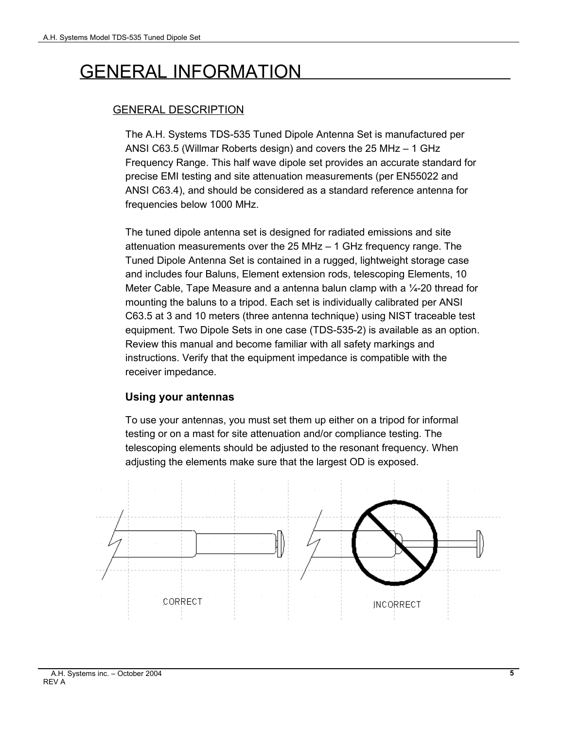# GENERAL INFORMATION

## GENERAL DESCRIPTION

The A.H. Systems TDS-535 Tuned Dipole Antenna Set is manufactured per ANSI C63.5 (Willmar Roberts design) and covers the 25 MHz – 1 GHz Frequency Range. This half wave dipole set provides an accurate standard for precise EMI testing and site attenuation measurements (per EN55022 and ANSI C63.4), and should be considered as a standard reference antenna for frequencies below 1000 MHz.

The tuned dipole antenna set is designed for radiated emissions and site attenuation measurements over the 25 MHz – 1 GHz frequency range. The Tuned Dipole Antenna Set is contained in a rugged, lightweight storage case and includes four Baluns, Element extension rods, telescoping Elements, 10 Meter Cable, Tape Measure and a antenna balun clamp with a ¼-20 thread for mounting the baluns to a tripod. Each set is individually calibrated per ANSI C63.5 at 3 and 10 meters (three antenna technique) using NIST traceable test equipment. Two Dipole Sets in one case (TDS-535-2) is available as an option. Review this manual and become familiar with all safety markings and instructions. Verify that the equipment impedance is compatible with the receiver impedance.

### Using your antennas

To use your antennas, you must set them up either on a tripod for informal testing or on a mast for site attenuation and/or compliance testing. The telescoping elements should be adjusted to the resonant frequency. When adjusting the elements make sure that the largest OD is exposed.

CORRECT

INCORRECT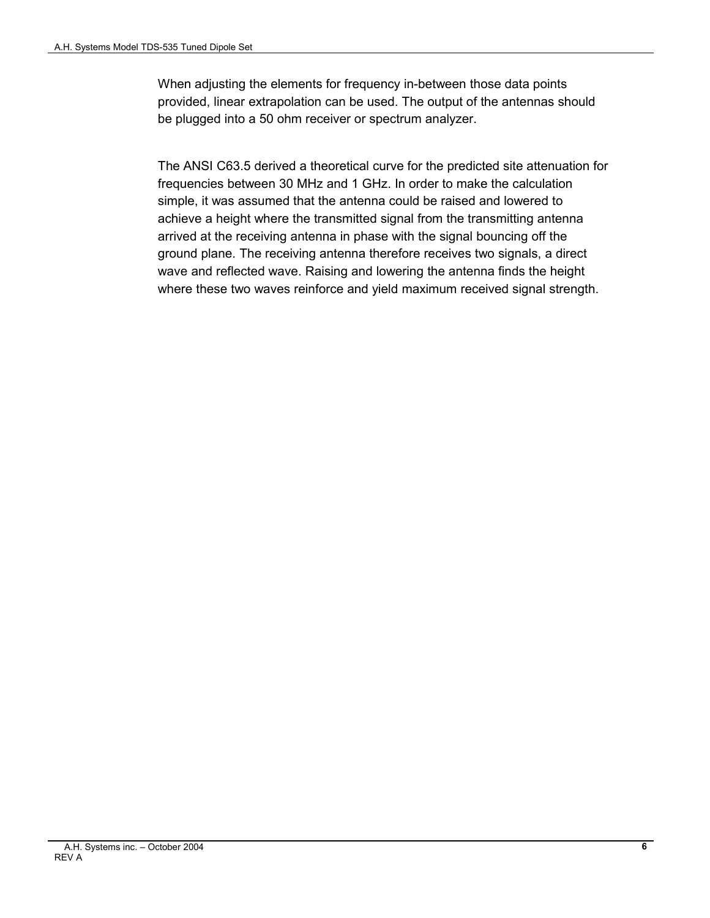When adjusting the elements for frequency in-between those data points provided, linear extrapolation can be used. The output of the antennas should be plugged into a 50 ohm receiver or spectrum analyzer.

The ANSI C63.5 derived a theoretical curve for the predicted site attenuation for frequencies between 30 MHz and 1 GHz. In order to make the calculation simple, it was assumed that the antenna could be raised and lowered to achieve a height where the transmitted signal from the transmitting antenna arrived at the receiving antenna in phase with the signal bouncing off the ground plane. The receiving antenna therefore receives two signals, a direct wave and reflected wave. Raising and lowering the antenna finds the height where these two waves reinforce and yield maximum received signal strength.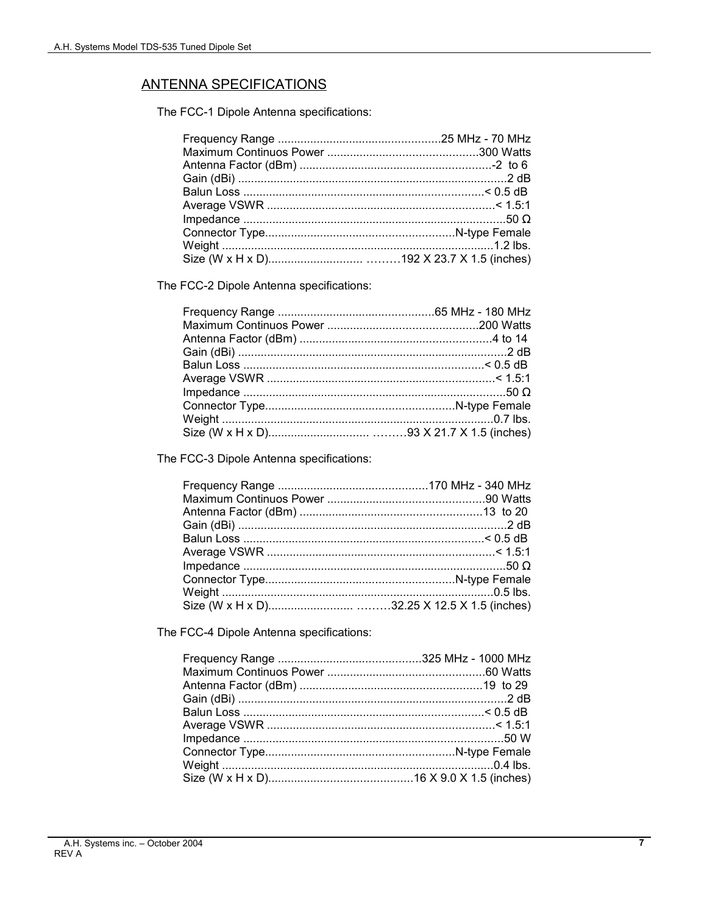## ANTENNA SPECIFICATIONS

The FCC-1 Dipole Antenna specifications:

| | |
|---|---|
| Frequency Range | 25 MHz - 70 MHz |
| Maximum Continuos Power | 300 Watts |
| Antenna Factor (dBm) | -2 to 6 |
| Gain (dBi) | 2 dB |
| Balun Loss | < 0.5 dB |
| Average VSWR | < 1.5:1 |
| Impedance | 50 Ω |
| Connector Type | N-type Female |
| Weight | 1.2 lbs. |
| Size (W x H x D) | 192 X 23.7 X 1.5 (inches) |

The FCC-2 Dipole Antenna specifications:

| | |
|---|---|
| Frequency Range | 65 MHz - 180 MHz |
| Maximum Continuos Power | 200 Watts |
| Antenna Factor (dBm) | 4 to 14 |
| Gain (dBi) | 2 dB |
| Balun Loss | < 0.5 dB |
| Average VSWR | < 1.5:1 |
| Impedance | 50 Ω |
| Connector Type | N-type Female |
| Weight | 0.7 lbs. |
| Size (W x H x D) | 93 X 21.7 X 1.5 (inches) |

The FCC-3 Dipole Antenna specifications:

| | |
|---|---|
| Frequency Range | 170 MHz - 340 MHz |
| Maximum Continuos Power | 90 Watts |
| Antenna Factor (dBm) | 13 to 20 |
| Gain (dBi) | 2 dB |
| Balun Loss | < 0.5 dB |
| Average VSWR | < 1.5:1 |
| Impedance | 50 Ω |
| Connector Type | N-type Female |
| Weight | 0.5 lbs. |
| Size (W x H x D) | 32.25 X 12.5 X 1.5 (inches) |

The FCC-4 Dipole Antenna specifications:

| | |
|---|---|
| Frequency Range | 325 MHz - 1000 MHz |
| Maximum Continuos Power | 60 Watts |
| Antenna Factor (dBm) | 19 to 29 |
| Gain (dBi) | 2 dB |
| Balun Loss | < 0.5 dB |
| Average VSWR | < 1.5:1 |
| Impedance | 50 W |
| Connector Type | N-type Female |
| Weight | 0.4 lbs. |
| Size (W x H x D) | 16 X 9.0 X 1.5 (inches) |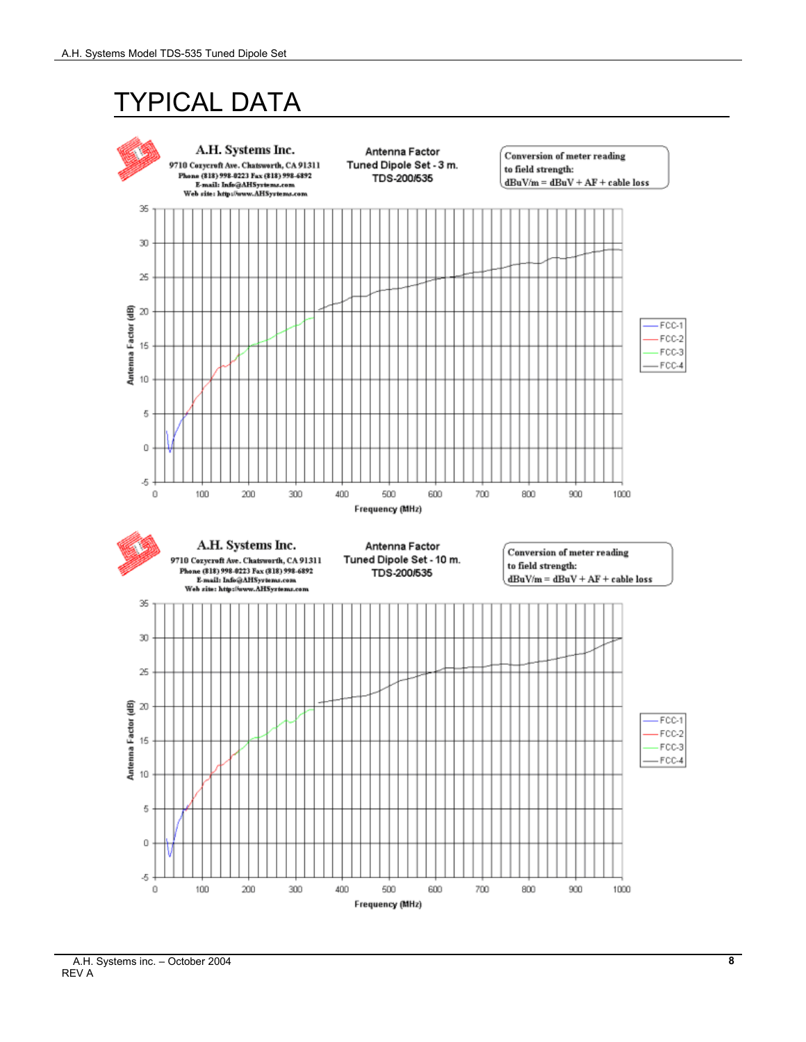# TYPICAL DATA

A.H. Systems Inc.
9710 Cozycroft Ave. Chatsworth, CA 91311
Phone (818) 998-0223 Fax (818) 998-6892
E-mail: Info@AHSystems.com
Web site: http://www.AHSystems.com

Antenna Factor
Tuned Dipole Set - 3 m.
TDS-200/535

Conversion of meter reading to field strength:
dBuV/m = dBuV + AF + cable loss

Antenna Factor (dB) vs. Frequency (MHz)

Legend: FCC-1, FCC-2, FCC-3, FCC-4

A.H. Systems Inc.
9710 Cozycroft Ave. Chatsworth, CA 91311
Phone (818) 998-0223 Fax (818) 998-6892
E-mail: Info@AHSystems.com
Web site: http://www.AHSystems.com

Antenna Factor
Tuned Dipole Set - 10 m.
TDS-200/535

Conversion of meter reading to field strength:
dBuV/m = dBuV + AF + cable loss

Antenna Factor (dB) vs. Frequency (MHz)

Legend: FCC-1, FCC-2, FCC-3, FCC-4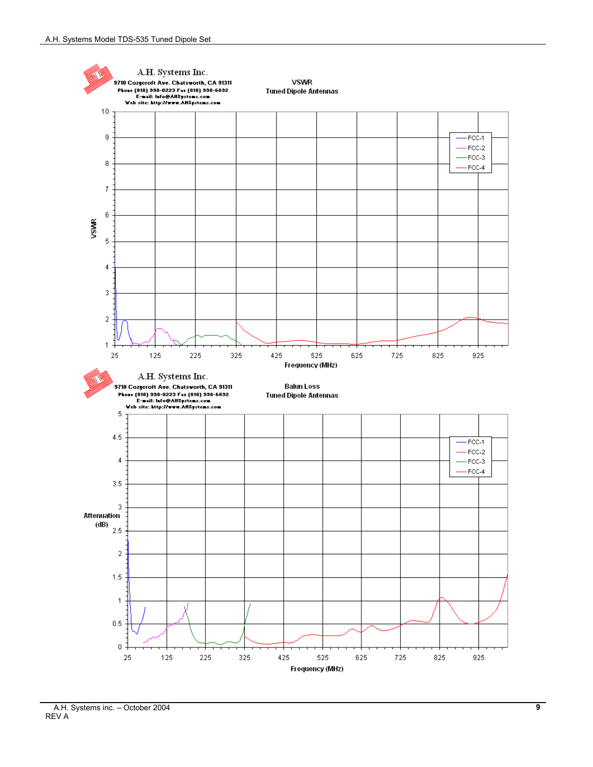A.H. Systems Inc.
9710 Cozycroft Ave. Chatsworth, CA 91311
Phone (818) 998-0223 Fax (818) 998-6892
E-mail: Info@AHSystems.com
Web site: http://www.AHSystems.com

**VSWR**
**Tuned Dipole Antennas**

Legend: FCC-1, FCC-2, FCC-3, FCC-4

VSWR (1 to 10) vs. Frequency (MHz) (25 to 925)

A.H. Systems Inc.
9710 Cozycroft Ave. Chatsworth, CA 91311
Phone (818) 998-0223 Fax (818) 998-6892
E-mail: Info@AHSystems.com
Web site: http://www.AHSystems.com

**Balun Loss**
**Tuned Dipole Antennas**

Legend: FCC-1, FCC-2, FCC-3, FCC-4

Attenuation (dB) (0 to 5) vs. Frequency (MHz) (25 to 925)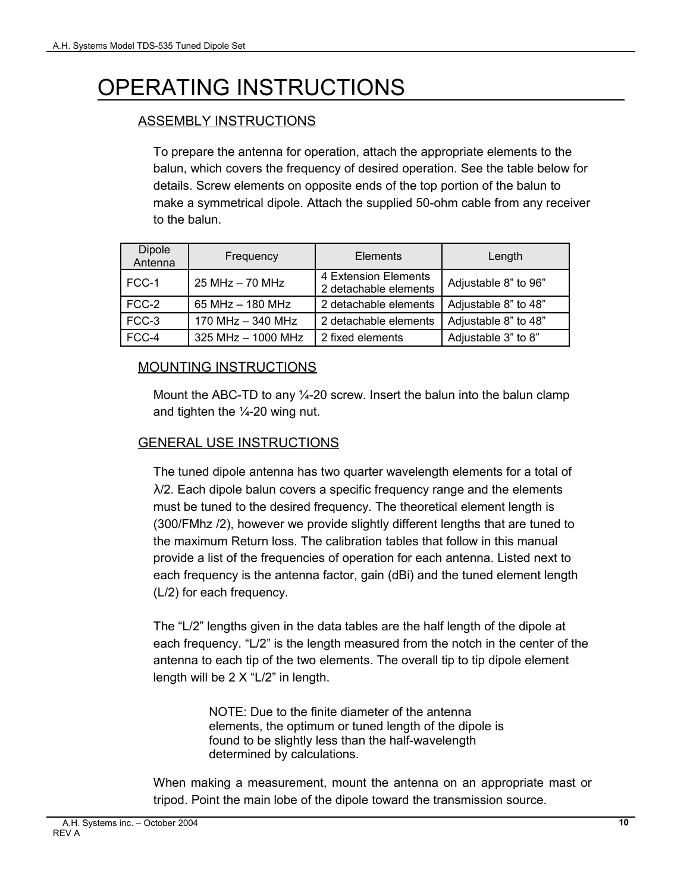# OPERATING INSTRUCTIONS

## ASSEMBLY INSTRUCTIONS

To prepare the antenna for operation, attach the appropriate elements to the balun, which covers the frequency of desired operation. See the table below for details. Screw elements on opposite ends of the top portion of the balun to make a symmetrical dipole. Attach the supplied 50-ohm cable from any receiver to the balun.

| Dipole Antenna | Frequency | Elements | Length |
|---|---|---|---|
| FCC-1 | 25 MHz – 70 MHz | 4 Extension Elements<br>2 detachable elements | Adjustable 8" to 96" |
| FCC-2 | 65 MHz – 180 MHz | 2 detachable elements | Adjustable 8" to 48" |
| FCC-3 | 170 MHz – 340 MHz | 2 detachable elements | Adjustable 8" to 48" |
| FCC-4 | 325 MHz – 1000 MHz | 2 fixed elements | Adjustable 3" to 8" |

## MOUNTING INSTRUCTIONS

Mount the ABC-TD to any ¼-20 screw. Insert the balun into the balun clamp and tighten the ¼-20 wing nut.

## GENERAL USE INSTRUCTIONS

The tuned dipole antenna has two quarter wavelength elements for a total of $\lambda/2$. Each dipole balun covers a specific frequency range and the elements must be tuned to the desired frequency. The theoretical element length is (300/FMhz /2), however we provide slightly different lengths that are tuned to the maximum Return loss. The calibration tables that follow in this manual provide a list of the frequencies of operation for each antenna. Listed next to each frequency is the antenna factor, gain (dBi) and the tuned element length (L/2) for each frequency.

The "L/2" lengths given in the data tables are the half length of the dipole at each frequency. "L/2" is the length measured from the notch in the center of the antenna to each tip of the two elements. The overall tip to tip dipole element length will be 2 X "L/2" in length.

> NOTE: Due to the finite diameter of the antenna elements, the optimum or tuned length of the dipole is found to be slightly less than the half-wavelength determined by calculations.

When making a measurement, mount the antenna on an appropriate mast or tripod. Point the main lobe of the dipole toward the transmission source.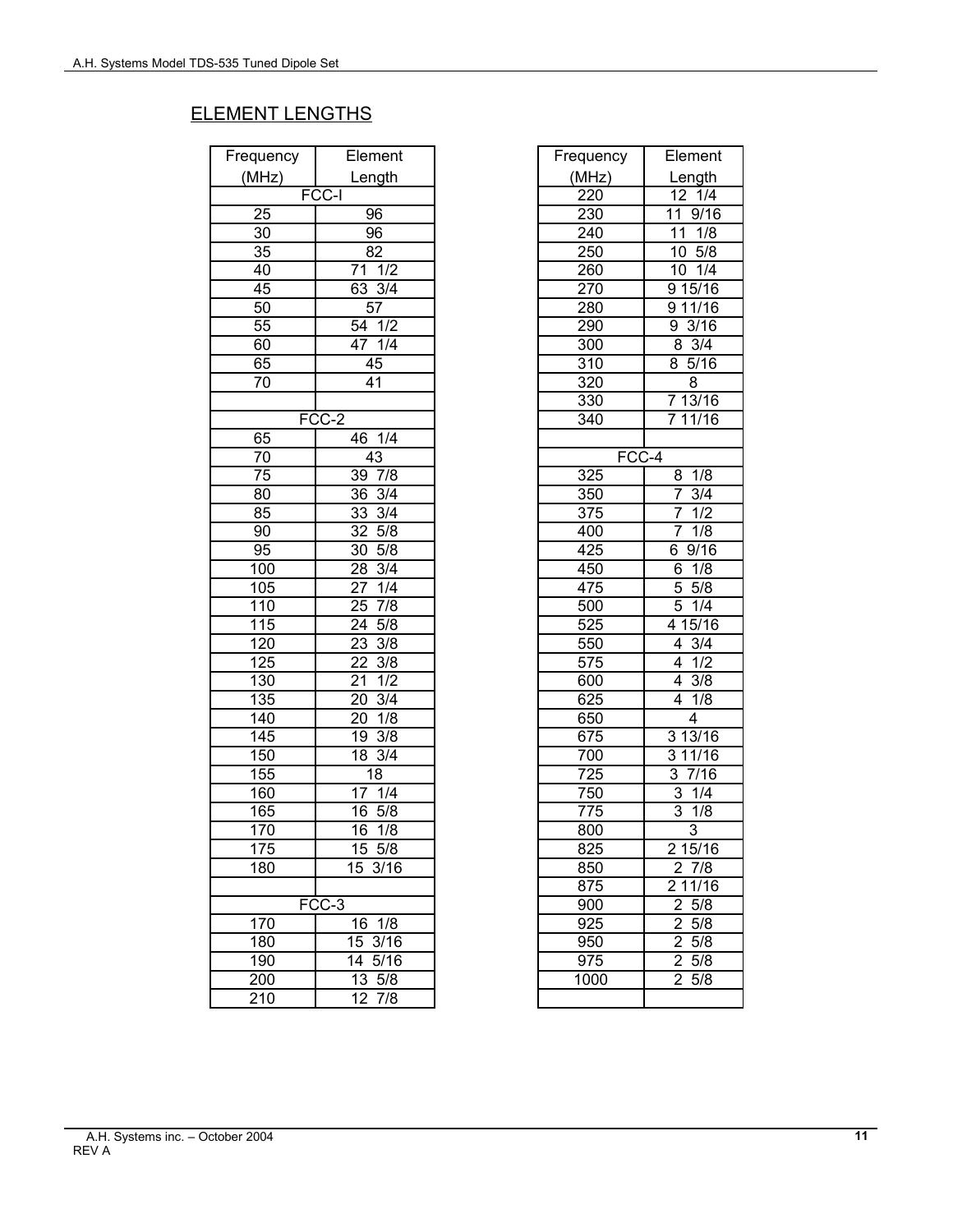## ELEMENT LENGTHS

| Frequency (MHz) | Element Length |
|---|---|
| FCC-I | |
| 25 | 96 |
| 30 | 96 |
| 35 | 82 |
| 40 | 71 1/2 |
| 45 | 63 3/4 |
| 50 | 57 |
| 55 | 54 1/2 |
| 60 | 47 1/4 |
| 65 | 45 |
| 70 | 41 |
| | |
| FCC-2 | |
| 65 | 46 1/4 |
| 70 | 43 |
| 75 | 39 7/8 |
| 80 | 36 3/4 |
| 85 | 33 3/4 |
| 90 | 32 5/8 |
| 95 | 30 5/8 |
| 100 | 28 3/4 |
| 105 | 27 1/4 |
| 110 | 25 7/8 |
| 115 | 24 5/8 |
| 120 | 23 3/8 |
| 125 | 22 3/8 |
| 130 | 21 1/2 |
| 135 | 20 3/4 |
| 140 | 20 1/8 |
| 145 | 19 3/8 |
| 150 | 18 3/4 |
| 155 | 18 |
| 160 | 17 1/4 |
| 165 | 16 5/8 |
| 170 | 16 1/8 |
| 175 | 15 5/8 |
| 180 | 15 3/16 |
| | |
| FCC-3 | |
| 170 | 16 1/8 |
| 180 | 15 3/16 |
| 190 | 14 5/16 |
| 200 | 13 5/8 |
| 210 | 12 7/8 |
| 220 | 12 1/4 |
| 230 | 11 9/16 |
| 240 | 11 1/8 |
| 250 | 10 5/8 |
| 260 | 10 1/4 |
| 270 | 9 15/16 |
| 280 | 9 11/16 |
| 290 | 9 3/16 |
| 300 | 8 3/4 |
| 310 | 8 5/16 |
| 320 | 8 |
| 330 | 7 13/16 |
| 340 | 7 11/16 |
| | |
| FCC-4 | |
| 325 | 8 1/8 |
| 350 | 7 3/4 |
| 375 | 7 1/2 |
| 400 | 7 1/8 |
| 425 | 6 9/16 |
| 450 | 6 1/8 |
| 475 | 5 5/8 |
| 500 | 5 1/4 |
| 525 | 4 15/16 |
| 550 | 4 3/4 |
| 575 | 4 1/2 |
| 600 | 4 3/8 |
| 625 | 4 1/8 |
| 650 | 4 |
| 675 | 3 13/16 |
| 700 | 3 11/16 |
| 725 | 3 7/16 |
| 750 | 3 1/4 |
| 775 | 3 1/8 |
| 800 | 3 |
| 825 | 2 15/16 |
| 850 | 2 7/8 |
| 875 | 2 11/16 |
| 900 | 2 5/8 |
| 925 | 2 5/8 |
| 950 | 2 5/8 |
| 975 | 2 5/8 |
| 1000 | 2 5/8 |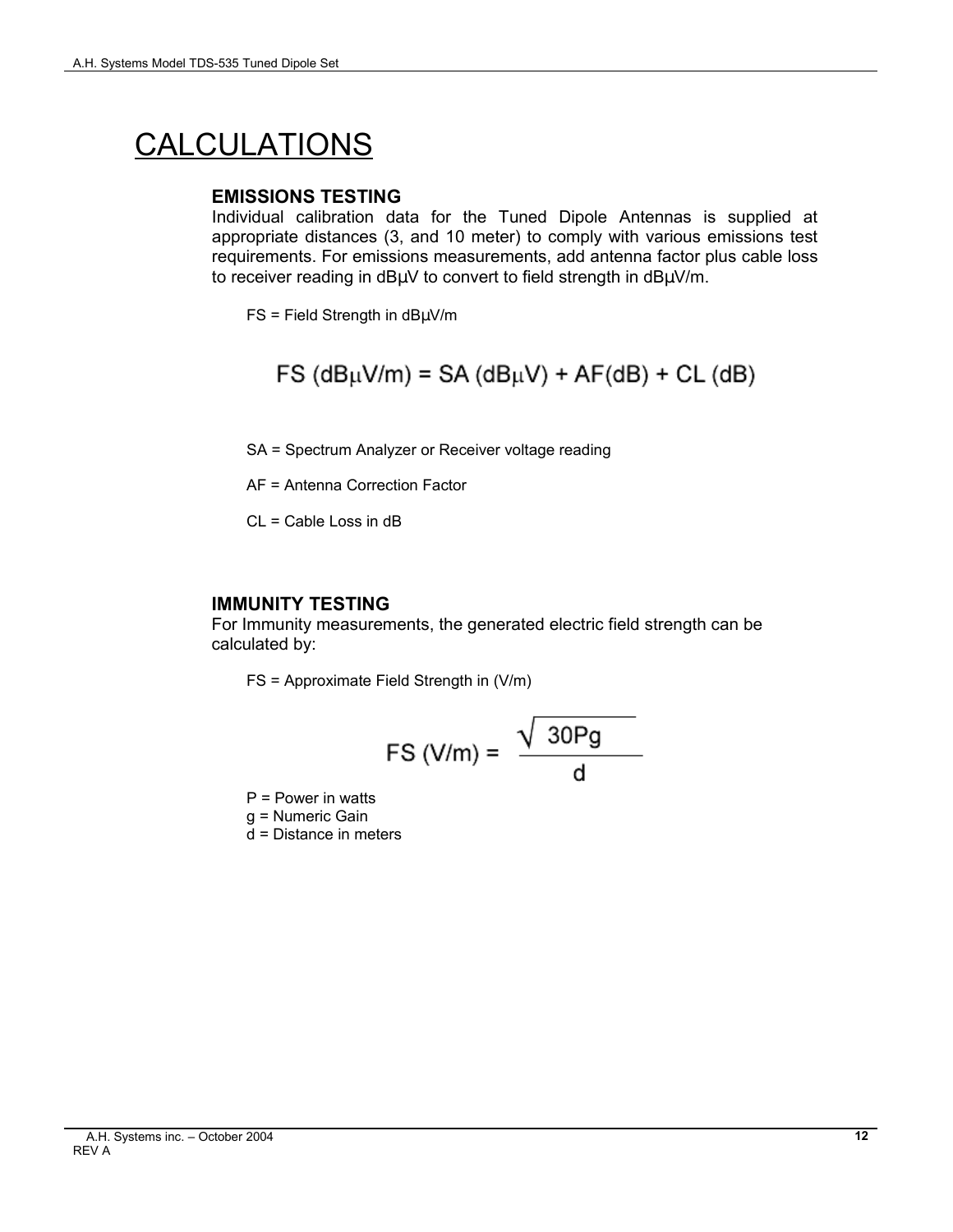# CALCULATIONS

### EMISSIONS TESTING

Individual calibration data for the Tuned Dipole Antennas is supplied at appropriate distances (3, and 10 meter) to comply with various emissions test requirements. For emissions measurements, add antenna factor plus cable loss to receiver reading in dBμV to convert to field strength in dBμV/m.

FS = Field Strength in dBμV/m

$$FS\ (dB\mu V/m) = SA\ (dB\mu V) + AF(dB) + CL\ (dB)$$

SA = Spectrum Analyzer or Receiver voltage reading

AF = Antenna Correction Factor

CL = Cable Loss in dB

### IMMUNITY TESTING

For Immunity measurements, the generated electric field strength can be calculated by:

FS = Approximate Field Strength in (V/m)

$$FS\ (V/m) = \frac{\sqrt{30Pg}}{d}$$

P = Power in watts
g = Numeric Gain
d = Distance in meters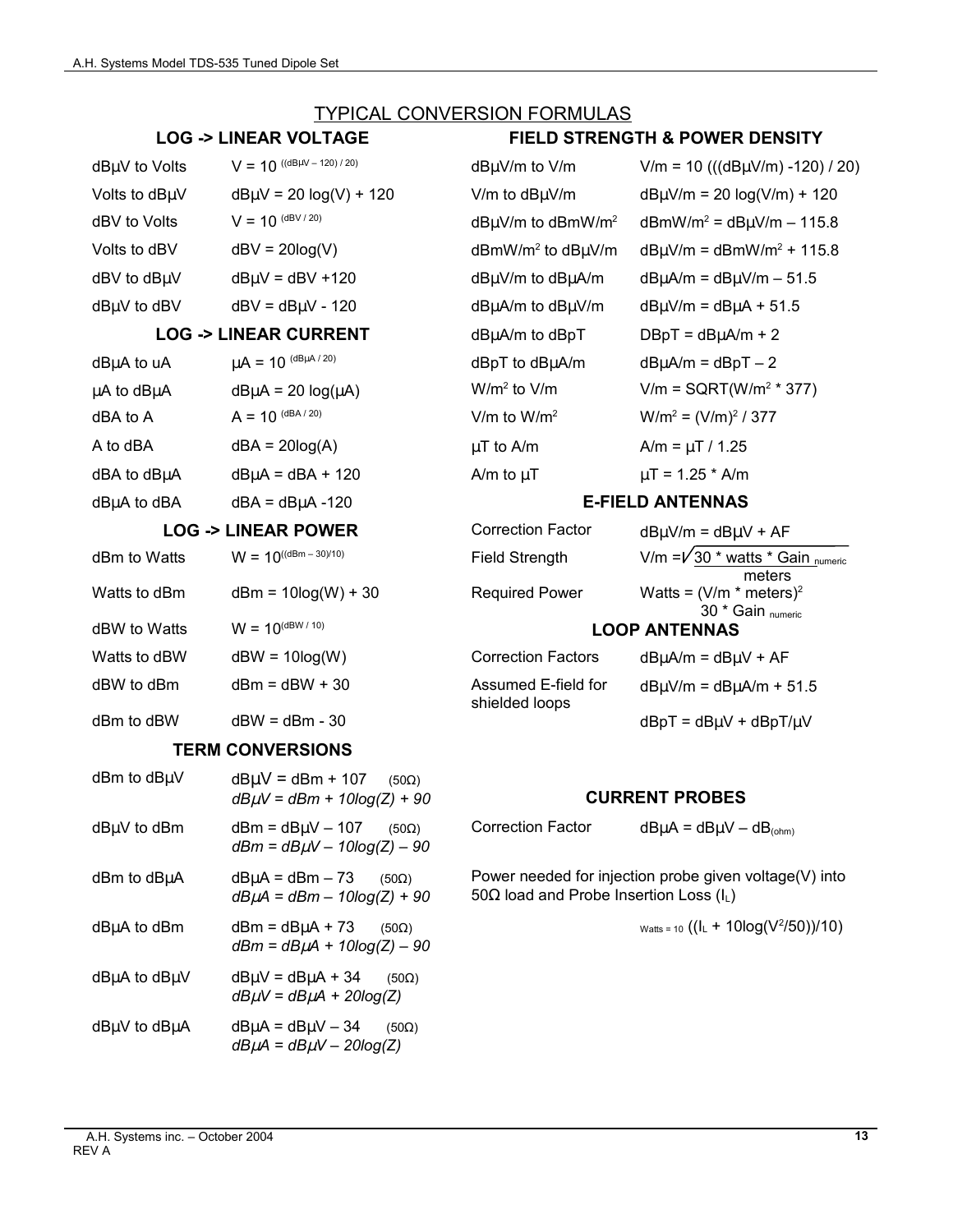# TYPICAL CONVERSION FORMULAS

## LOG -> LINEAR VOLTAGE

| | |
|---|---|
| dBµV to Volts | $V = 10^{((dB\mu V - 120)/20)}$ |
| Volts to dBµV | dBµV = 20 log(V) + 120 |
| dBV to Volts | $V = 10^{(dBV/20)}$ |
| Volts to dBV | dBV = 20log(V) |
| dBV to dBµV | dBµV = dBV +120 |
| dBµV to dBV | dBV = dBµV - 120 |

## LOG -> LINEAR CURRENT

| | |
|---|---|
| dBµA to uA | $\mu A = 10^{(dB\mu A/20)}$ |
| µA to dBµA | dBµA = 20 log(µA) |
| dBA to A | $A = 10^{(dBA/20)}$ |
| A to dBA | dBA = 20log(A) |
| dBA to dBµA | dBµA = dBA + 120 |
| dBµA to dBA | dBA = dBµA -120 |

## LOG -> LINEAR POWER

| | |
|---|---|
| dBm to Watts | $W = 10^{((dBm - 30)/10)}$ |
| Watts to dBm | dBm = 10log(W) + 30 |
| dBW to Watts | $W = 10^{(dBW/10)}$ |
| Watts to dBW | dBW = 10log(W) |
| dBW to dBm | dBm = dBW + 30 |
| dBm to dBW | dBW = dBm - 30 |

## TERM CONVERSIONS

| | |
|---|---|
| dBm to dBµV | dBµV = dBm + 107 (50Ω)<br>*dBµV = dBm + 10log(Z) + 90* |
| dBµV to dBm | dBm = dBµV – 107 (50Ω)<br>*dBm = dBµV – 10log(Z) – 90* |
| dBm to dBµA | dBµA = dBm – 73 (50Ω)<br>*dBµA = dBm – 10log(Z) + 90* |
| dBµA to dBm | dBm = dBµA + 73 (50Ω)<br>*dBm = dBµA + 10log(Z) – 90* |
| dBµA to dBµV | dBµV = dBµA + 34 (50Ω)<br>*dBµV = dBµA + 20log(Z)* |
| dBµV to dBµA | dBµA = dBµV – 34 (50Ω)<br>*dBµA = dBµV – 20log(Z)* |

## FIELD STRENGTH & POWER DENSITY

| | |
|---|---|
| dBµV/m to V/m | V/m = 10 (((dBµV/m) -120) / 20) |
| V/m to dBµV/m | dBµV/m = 20 log(V/m) + 120 |
| dBµV/m to dBmW/m² | dBmW/m² = dBµV/m – 115.8 |
| dBmW/m² to dBµV/m | dBµV/m = dBmW/m² + 115.8 |
| dBµV/m to dBµA/m | dBµA/m = dBµV/m – 51.5 |
| dBµA/m to dBµV/m | dBµV/m = dBµA + 51.5 |
| dBµA/m to dBpT | DBpT = dBµA/m + 2 |
| dBpT to dBµA/m | dBµA/m = dBpT – 2 |
| W/m² to V/m | V/m = SQRT(W/m² * 377) |
| V/m to W/m² | W/m² = (V/m)² / 377 |
| µT to A/m | A/m = µT / 1.25 |
| A/m to µT | µT = 1.25 * A/m |

## E-FIELD ANTENNAS

| | |
|---|---|
| Correction Factor | dBµV/m = dBµV + AF |
| Field Strength | $V/m = \frac{\sqrt{30 * watts * Gain_{numeric}}}{meters}$ |
| Required Power | $Watts = \frac{(V/m * meters)^2}{30 * Gain_{numeric}}$ |

## LOOP ANTENNAS

| | |
|---|---|
| Correction Factors | dBµA/m = dBµV + AF |
| Assumed E-field for shielded loops | dBµV/m = dBµA/m + 51.5 |
| | dBpT = dBµV + dBpT/µV |

## CURRENT PROBES

| | |
|---|---|
| Correction Factor | $dB\mu A = dB\mu V - dB_{(ohm)}$ |

Power needed for injection probe given voltage(V) into 50Ω load and Probe Insertion Loss ($I_L$)

$$Watts = 10^{((I_L + 10\log(V^2/50))/10)}$$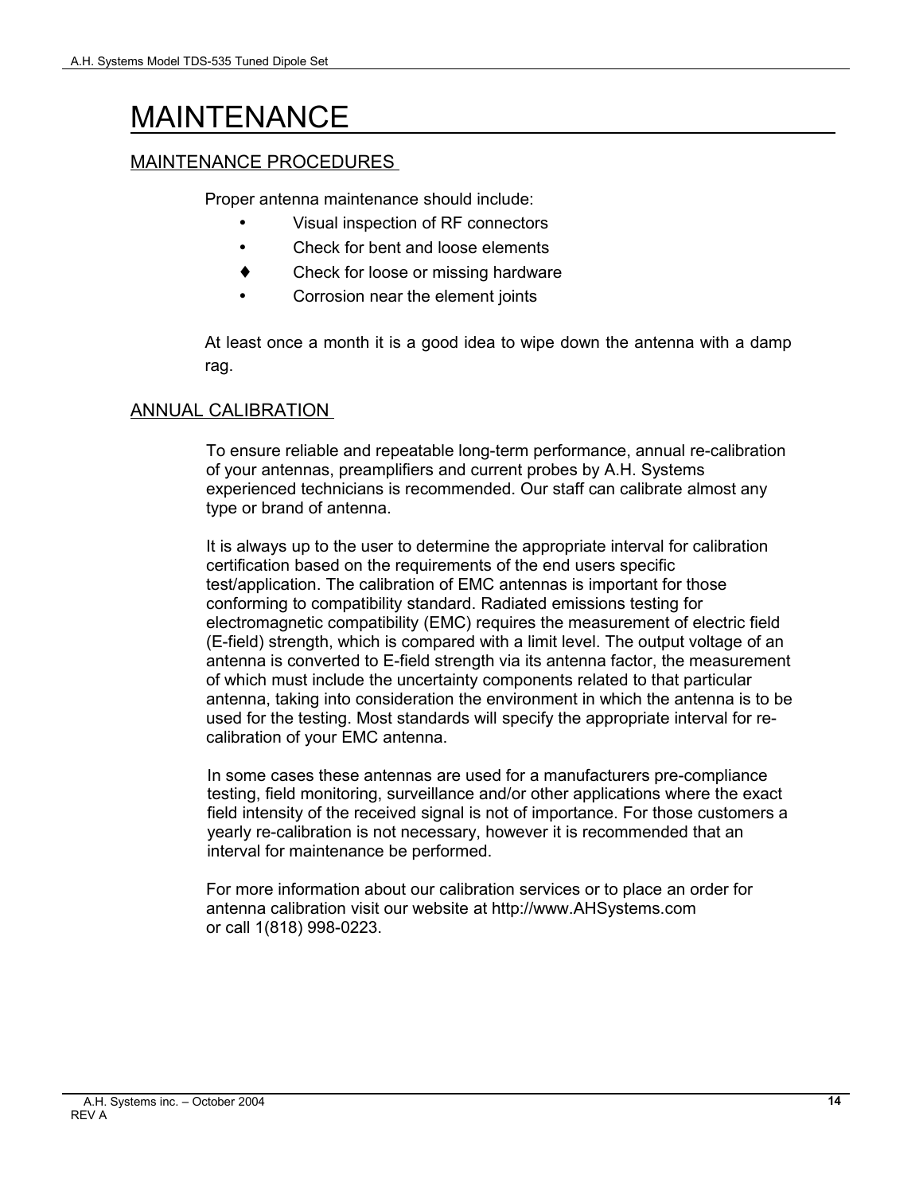# MAINTENANCE

## MAINTENANCE PROCEDURES

Proper antenna maintenance should include:

- Visual inspection of RF connectors
- Check for bent and loose elements
- Check for loose or missing hardware
- Corrosion near the element joints

At least once a month it is a good idea to wipe down the antenna with a damp rag.

## ANNUAL CALIBRATION

To ensure reliable and repeatable long-term performance, annual re-calibration of your antennas, preamplifiers and current probes by A.H. Systems experienced technicians is recommended. Our staff can calibrate almost any type or brand of antenna.

It is always up to the user to determine the appropriate interval for calibration certification based on the requirements of the end users specific test/application. The calibration of EMC antennas is important for those conforming to compatibility standard. Radiated emissions testing for electromagnetic compatibility (EMC) requires the measurement of electric field (E-field) strength, which is compared with a limit level. The output voltage of an antenna is converted to E-field strength via its antenna factor, the measurement of which must include the uncertainty components related to that particular antenna, taking into consideration the environment in which the antenna is to be used for the testing. Most standards will specify the appropriate interval for re-calibration of your EMC antenna.

In some cases these antennas are used for a manufacturers pre-compliance testing, field monitoring, surveillance and/or other applications where the exact field intensity of the received signal is not of importance. For those customers a yearly re-calibration is not necessary, however it is recommended that an interval for maintenance be performed.

For more information about our calibration services or to place an order for antenna calibration visit our website at http://www.AHSystems.com or call 1(818) 998-0223.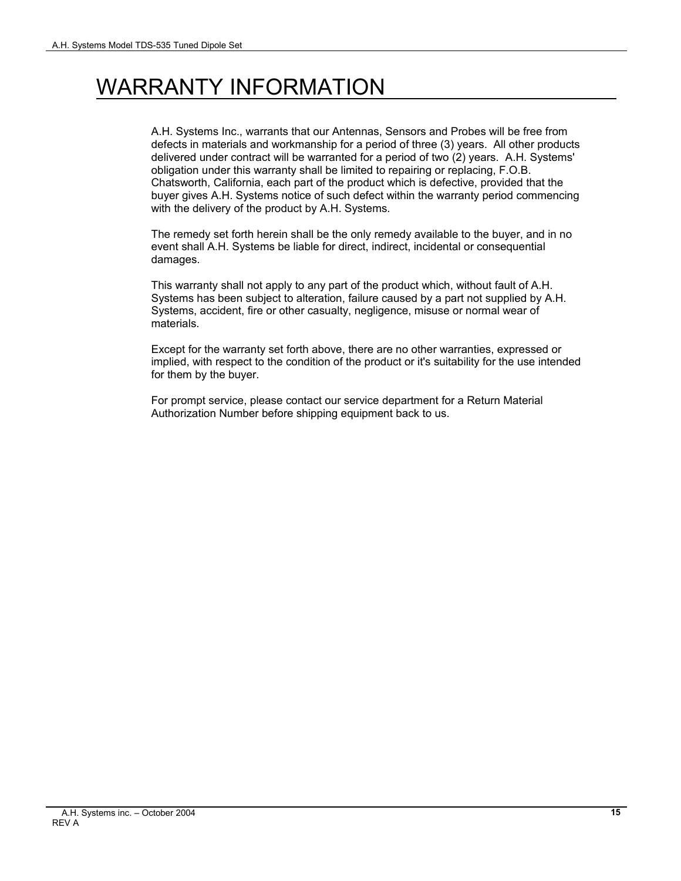# WARRANTY INFORMATION

A.H. Systems Inc., warrants that our Antennas, Sensors and Probes will be free from defects in materials and workmanship for a period of three (3) years. All other products delivered under contract will be warranted for a period of two (2) years. A.H. Systems' obligation under this warranty shall be limited to repairing or replacing, F.O.B. Chatsworth, California, each part of the product which is defective, provided that the buyer gives A.H. Systems notice of such defect within the warranty period commencing with the delivery of the product by A.H. Systems.

The remedy set forth herein shall be the only remedy available to the buyer, and in no event shall A.H. Systems be liable for direct, indirect, incidental or consequential damages.

This warranty shall not apply to any part of the product which, without fault of A.H. Systems has been subject to alteration, failure caused by a part not supplied by A.H. Systems, accident, fire or other casualty, negligence, misuse or normal wear of materials.

Except for the warranty set forth above, there are no other warranties, expressed or implied, with respect to the condition of the product or it's suitability for the use intended for them by the buyer.

For prompt service, please contact our service department for a Return Material Authorization Number before shipping equipment back to us.